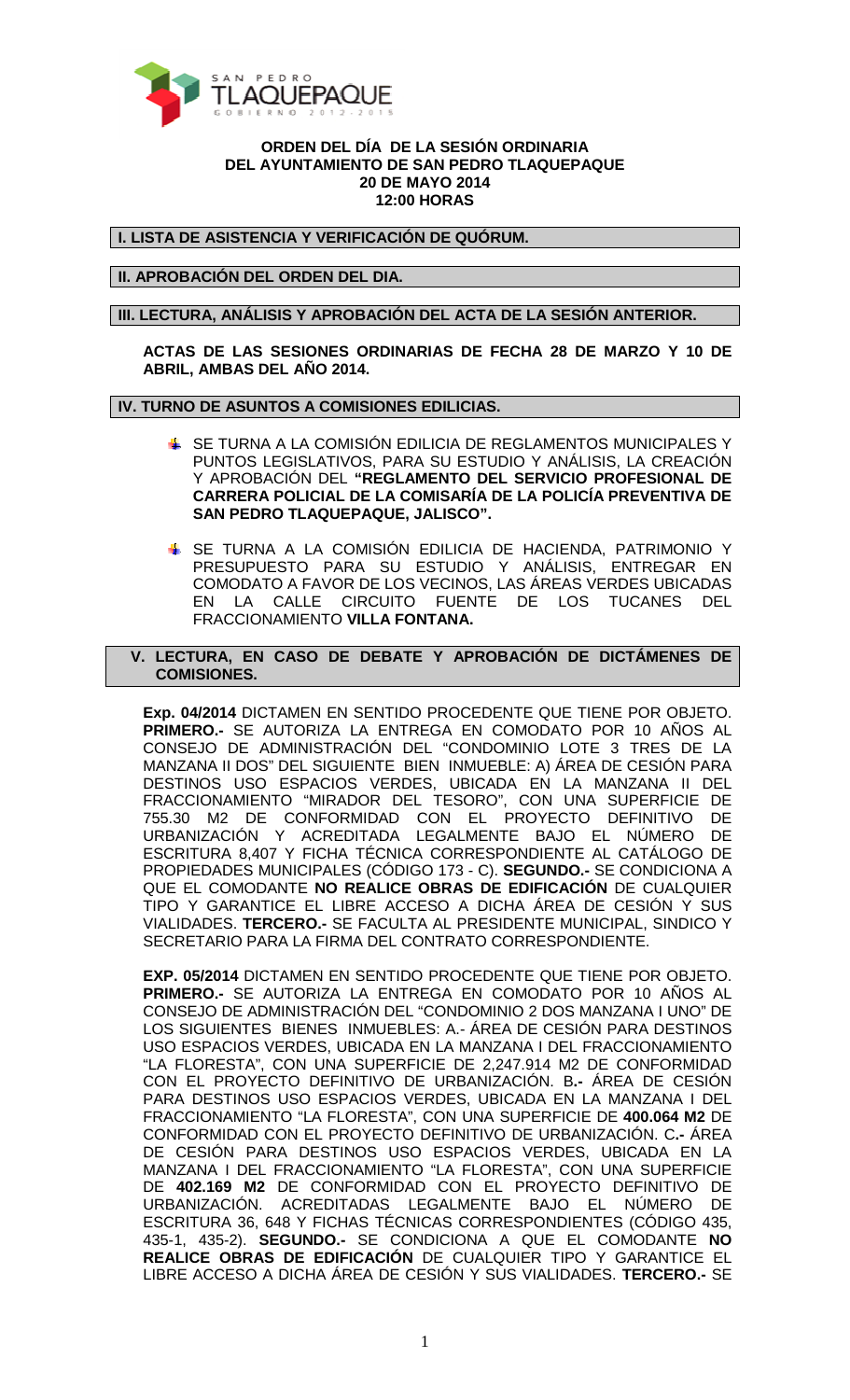**ORDEN DEL DÍA DE LA SESIÓN ORDINARIA DEL AYUNTAMIENTO DE SAN PEDRO TLAQUEPAQUE 20 DE MAYO 2014 12:00 HORAS**

## I. LISTA DE ASISTENCIA Y VERIFICACIÓN DE QUÓRUM.

## II. APROBACIÓN DEL ORDEN DEL DIA.

## III. LECTURA, ANÁLISIS Y APROBACIÓN DEL ACTA DE LA SESIÓN ANTERIOR.

**ACTAS DE LAS SESIONES ORDINARIAS DE FECHA 28 DE MARZO Y 10 DE ABRIL, AMBAS DEL AÑO 2014.**

## IV. TURNO DE ASUNTOS A COMISIONES EDILICIAS.

- SE TURNA A LA COMISIÓN EDILICIA DE REGLAMENTOS MUNICIPALES Y PUNTOS LEGISLATIVOS, PARA SU ESTUDIO Y ANÁLISIS, LA CREACIÓN Y APROBACIÓN DEL **"REGLAMENTO DEL SERVICIO PROFESIONAL DE CARRERA POLICIAL DE LA COMISARÍA DE LA POLICÍA PREVENTIVA DE SAN PEDRO TLAQUEPAQUE, JALISCO".**

- SE TURNA A LA COMISIÓN EDILICIA DE HACIENDA, PATRIMONIO Y PRESUPUESTO PARA SU ESTUDIO Y ANÁLISIS, ENTREGAR EN COMODATO A FAVOR DE LOS VECINOS, LAS ÁREAS VERDES UBICADAS EN LA CALLE CIRCUITO FUENTE DE LOS TUCANES DEL FRACCIONAMIENTO **VILLA FONTANA.**

## V. LECTURA, EN CASO DE DEBATE Y APROBACIÓN DE DICTÁMENES DE COMISIONES.

**Exp. 04/2014** DICTAMEN EN SENTIDO PROCEDENTE QUE TIENE POR OBJETO. **PRIMERO.-** SE AUTORIZA LA ENTREGA EN COMODATO POR 10 AÑOS AL CONSEJO DE ADMINISTRACIÓN DEL "CONDOMINIO LOTE 3 TRES DE LA MANZANA II DOS" DEL SIGUIENTE BIEN INMUEBLE: A) ÁREA DE CESIÓN PARA DESTINOS USO ESPACIOS VERDES, UBICADA EN LA MANZANA II DEL FRACCIONAMIENTO "MIRADOR DEL TESORO", CON UNA SUPERFICIE DE 755.30 M2 DE CONFORMIDAD CON EL PROYECTO DEFINITIVO DE URBANIZACIÓN Y ACREDITADA LEGALMENTE BAJO EL NÚMERO DE ESCRITURA 8,407 Y FICHA TÉCNICA CORRESPONDIENTE AL CATÁLOGO DE PROPIEDADES MUNICIPALES (CÓDIGO 173 - C). **SEGUNDO.-** SE CONDICIONA A QUE EL COMODANTE **NO REALICE OBRAS DE EDIFICACIÓN** DE CUALQUIER TIPO Y GARANTICE EL LIBRE ACCESO A DICHA ÁREA DE CESIÓN Y SUS VIALIDADES. **TERCERO.-** SE FACULTA AL PRESIDENTE MUNICIPAL, SINDICO Y SECRETARIO PARA LA FIRMA DEL CONTRATO CORRESPONDIENTE.

**EXP. 05/2014** DICTAMEN EN SENTIDO PROCEDENTE QUE TIENE POR OBJETO. **PRIMERO.-** SE AUTORIZA LA ENTREGA EN COMODATO POR 10 AÑOS AL CONSEJO DE ADMINISTRACIÓN DEL "CONDOMINIO 2 DOS MANZANA I UNO" DE LOS SIGUIENTES BIENES INMUEBLES: A.- ÁREA DE CESIÓN PARA DESTINOS USO ESPACIOS VERDES, UBICADA EN LA MANZANA I DEL FRACCIONAMIENTO "LA FLORESTA", CON UNA SUPERFICIE DE 2,247.914 M2 DE CONFORMIDAD CON EL PROYECTO DEFINITIVO DE URBANIZACIÓN. B**.-** ÁREA DE CESIÓN PARA DESTINOS USO ESPACIOS VERDES, UBICADA EN LA MANZANA I DEL FRACCIONAMIENTO "LA FLORESTA", CON UNA SUPERFICIE DE **400.064 M2** DE CONFORMIDAD CON EL PROYECTO DEFINITIVO DE URBANIZACIÓN. C**.-** ÁREA DE CESIÓN PARA DESTINOS USO ESPACIOS VERDES, UBICADA EN LA MANZANA I DEL FRACCIONAMIENTO "LA FLORESTA", CON UNA SUPERFICIE DE **402.169 M2** DE CONFORMIDAD CON EL PROYECTO DEFINITIVO DE URBANIZACIÓN. ACREDITADAS LEGALMENTE BAJO EL NÚMERO DE ESCRITURA 36, 648 Y FICHAS TÉCNICAS CORRESPONDIENTES (CÓDIGO 435, 435-1, 435-2). **SEGUNDO.-** SE CONDICIONA A QUE EL COMODANTE **NO REALICE OBRAS DE EDIFICACIÓN** DE CUALQUIER TIPO Y GARANTICE EL LIBRE ACCESO A DICHA ÁREA DE CESIÓN Y SUS VIALIDADES. **TERCERO.-** SE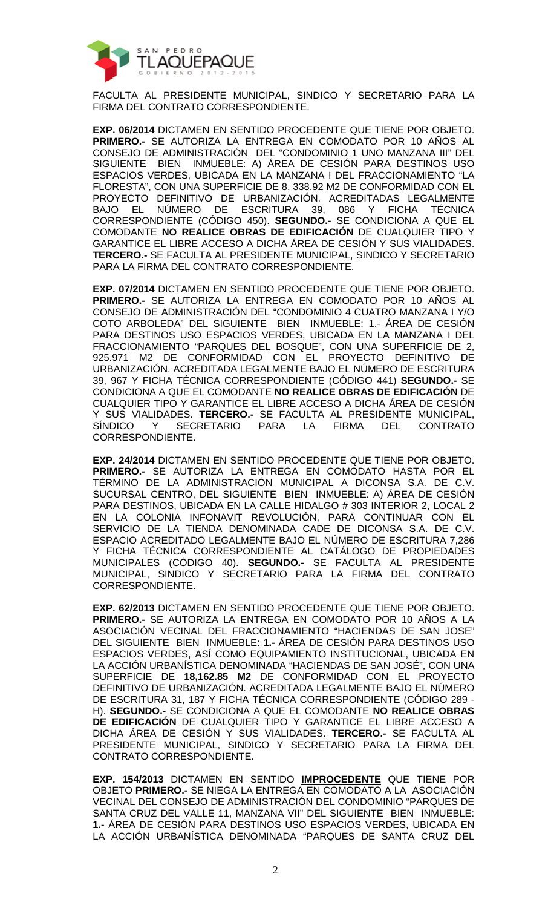FACULTA AL PRESIDENTE MUNICIPAL, SINDICO Y SECRETARIO PARA LA FIRMA DEL CONTRATO CORRESPONDIENTE.

**EXP. 06/2014** DICTAMEN EN SENTIDO PROCEDENTE QUE TIENE POR OBJETO. **PRIMERO.-** SE AUTORIZA LA ENTREGA EN COMODATO POR 10 AÑOS AL CONSEJO DE ADMINISTRACIÓN DEL "CONDOMINIO 1 UNO MANZANA III" DEL SIGUIENTE BIEN INMUEBLE: A) ÁREA DE CESIÓN PARA DESTINOS USO ESPACIOS VERDES, UBICADA EN LA MANZANA I DEL FRACCIONAMIENTO "LA FLORESTA", CON UNA SUPERFICIE DE 8, 338.92 M2 DE CONFORMIDAD CON EL PROYECTO DEFINITIVO DE URBANIZACIÓN. ACREDITADAS LEGALMENTE BAJO EL NÚMERO DE ESCRITURA 39, 086 Y FICHA TÉCNICA CORRESPONDIENTE (CÓDIGO 450). **SEGUNDO.-** SE CONDICIONA A QUE EL COMODANTE **NO REALICE OBRAS DE EDIFICACIÓN** DE CUALQUIER TIPO Y GARANTICE EL LIBRE ACCESO A DICHA ÁREA DE CESIÓN Y SUS VIALIDADES. **TERCERO.-** SE FACULTA AL PRESIDENTE MUNICIPAL, SINDICO Y SECRETARIO PARA LA FIRMA DEL CONTRATO CORRESPONDIENTE.

**EXP. 07/2014** DICTAMEN EN SENTIDO PROCEDENTE QUE TIENE POR OBJETO. **PRIMERO.-** SE AUTORIZA LA ENTREGA EN COMODATO POR 10 AÑOS AL CONSEJO DE ADMINISTRACIÓN DEL "CONDOMINIO 4 CUATRO MANZANA I Y/O COTO ARBOLEDA" DEL SIGUIENTE BIEN INMUEBLE: 1.- ÁREA DE CESIÓN PARA DESTINOS USO ESPACIOS VERDES, UBICADA EN LA MANZANA I DEL FRACCIONAMIENTO "PARQUES DEL BOSQUE", CON UNA SUPERFICIE DE 2, 925.971 M2 DE CONFORMIDAD CON EL PROYECTO DEFINITIVO DE URBANIZACIÓN. ACREDITADA LEGALMENTE BAJO EL NÚMERO DE ESCRITURA 39, 967 Y FICHA TÉCNICA CORRESPONDIENTE (CÓDIGO 441) **SEGUNDO.-** SE CONDICIONA A QUE EL COMODANTE **NO REALICE OBRAS DE EDIFICACIÓN** DE CUALQUIER TIPO Y GARANTICE EL LIBRE ACCESO A DICHA ÁREA DE CESIÓN Y SUS VIALIDADES. **TERCERO.-** SE FACULTA AL PRESIDENTE MUNICIPAL, SÍNDICO Y SECRETARIO PARA LA FIRMA DEL CONTRATO CORRESPONDIENTE.

**EXP. 24/2014** DICTAMEN EN SENTIDO PROCEDENTE QUE TIENE POR OBJETO. **PRIMERO.-** SE AUTORIZA LA ENTREGA EN COMODATO HASTA POR EL TÉRMINO DE LA ADMINISTRACIÓN MUNICIPAL A DICONSA S.A. DE C.V. SUCURSAL CENTRO, DEL SIGUIENTE BIEN INMUEBLE: A) ÁREA DE CESIÓN PARA DESTINOS, UBICADA EN LA CALLE HIDALGO # 303 INTERIOR 2, LOCAL 2 EN LA COLONIA INFONAVIT REVOLUCIÓN, PARA CONTINUAR CON EL SERVICIO DE LA TIENDA DENOMINADA CADE DE DICONSA S.A. DE C.V. ESPACIO ACREDITADO LEGALMENTE BAJO EL NÚMERO DE ESCRITURA 7,286 Y FICHA TÉCNICA CORRESPONDIENTE AL CATÁLOGO DE PROPIEDADES MUNICIPALES (CÓDIGO 40). **SEGUNDO.-** SE FACULTA AL PRESIDENTE MUNICIPAL, SINDICO Y SECRETARIO PARA LA FIRMA DEL CONTRATO CORRESPONDIENTE.

**EXP. 62/2013** DICTAMEN EN SENTIDO PROCEDENTE QUE TIENE POR OBJETO. **PRIMERO.-** SE AUTORIZA LA ENTREGA EN COMODATO POR 10 AÑOS A LA ASOCIACIÓN VECINAL DEL FRACCIONAMIENTO "HACIENDAS DE SAN JOSE" DEL SIGUIENTE BIEN INMUEBLE: **1.-** ÁREA DE CESIÓN PARA DESTINOS USO ESPACIOS VERDES, ASÍ COMO EQUIPAMIENTO INSTITUCIONAL, UBICADA EN LA ACCIÓN URBANÍSTICA DENOMINADA "HACIENDAS DE SAN JOSÉ", CON UNA SUPERFICIE DE **18,162.85 M2** DE CONFORMIDAD CON EL PROYECTO DEFINITIVO DE URBANIZACIÓN. ACREDITADA LEGALMENTE BAJO EL NÚMERO DE ESCRITURA 31, 187 Y FICHA TÉCNICA CORRESPONDIENTE (CÓDIGO 289 - H). **SEGUNDO.-** SE CONDICIONA A QUE EL COMODANTE **NO REALICE OBRAS DE EDIFICACIÓN** DE CUALQUIER TIPO Y GARANTICE EL LIBRE ACCESO A DICHA ÁREA DE CESIÓN Y SUS VIALIDADES. **TERCERO.-** SE FACULTA AL PRESIDENTE MUNICIPAL, SINDICO Y SECRETARIO PARA LA FIRMA DEL CONTRATO CORRESPONDIENTE.

**EXP. 154/2013** DICTAMEN EN SENTIDO **IMPROCEDENTE** QUE TIENE POR OBJETO **PRIMERO.-** SE NIEGA LA ENTREGA EN COMODATO A LA ASOCIACIÓN VECINAL DEL CONSEJO DE ADMINISTRACIÓN DEL CONDOMINIO "PARQUES DE SANTA CRUZ DEL VALLE 11, MANZANA VII" DEL SIGUIENTE BIEN INMUEBLE: **1.-** ÁREA DE CESIÓN PARA DESTINOS USO ESPACIOS VERDES, UBICADA EN LA ACCIÓN URBANÍSTICA DENOMINADA "PARQUES DE SANTA CRUZ DEL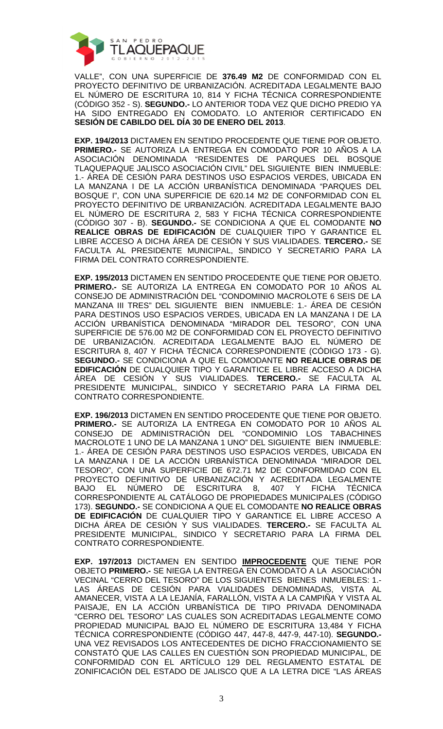VALLE", CON UNA SUPERFICIE DE **376.49 M2** DE CONFORMIDAD CON EL PROYECTO DEFINITIVO DE URBANIZACIÓN. ACREDITADA LEGALMENTE BAJO EL NÚMERO DE ESCRITURA 10, 814 Y FICHA TÉCNICA CORRESPONDIENTE (CÓDIGO 352 - S). **SEGUNDO.-** LO ANTERIOR TODA VEZ QUE DICHO PREDIO YA HA SIDO ENTREGADO EN COMODATO. LO ANTERIOR CERTIFICADO EN **SESIÓN DE CABILDO DEL DÍA 30 DE ENERO DEL 2013**.

**EXP. 194/2013** DICTAMEN EN SENTIDO PROCEDENTE QUE TIENE POR OBJETO. **PRIMERO.-** SE AUTORIZA LA ENTREGA EN COMODATO POR 10 AÑOS A LA ASOCIACIÓN DENOMINADA "RESIDENTES DE PARQUES DEL BOSQUE TLAQUEPAQUE JALISCO ASOCIACIÓN CIVIL" DEL SIGUIENTE BIEN INMUEBLE: 1.- ÁREA DE CESIÓN PARA DESTINOS USO ESPACIOS VERDES, UBICADA EN LA MANZANA I DE LA ACCIÓN URBANÍSTICA DENOMINADA "PARQUES DEL BOSQUE I", CON UNA SUPERFICIE DE 620.14 M2 DE CONFORMIDAD CON EL PROYECTO DEFINITIVO DE URBANIZACIÓN. ACREDITADA LEGALMENTE BAJO EL NÚMERO DE ESCRITURA 2, 583 Y FICHA TÉCNICA CORRESPONDIENTE (CÓDIGO 307 - B). **SEGUNDO.-** SE CONDICIONA A QUE EL COMODANTE **NO REALICE OBRAS DE EDIFICACIÓN** DE CUALQUIER TIPO Y GARANTICE EL LIBRE ACCESO A DICHA ÁREA DE CESIÓN Y SUS VIALIDADES. **TERCERO.-** SE FACULTA AL PRESIDENTE MUNICIPAL, SINDICO Y SECRETARIO PARA LA FIRMA DEL CONTRATO CORRESPONDIENTE.

**EXP. 195/2013** DICTAMEN EN SENTIDO PROCEDENTE QUE TIENE POR OBJETO. **PRIMERO.-** SE AUTORIZA LA ENTREGA EN COMODATO POR 10 AÑOS AL CONSEJO DE ADMINISTRACIÓN DEL "CONDOMINIO MACROLOTE 6 SEIS DE LA MANZANA III TRES" DEL SIGUIENTE BIEN INMUEBLE: 1.- ÁREA DE CESIÓN PARA DESTINOS USO ESPACIOS VERDES, UBICADA EN LA MANZANA I DE LA ACCIÓN URBANÍSTICA DENOMINADA "MIRADOR DEL TESORO", CON UNA SUPERFICIE DE 576.00 M2 DE CONFORMIDAD CON EL PROYECTO DEFINITIVO DE URBANIZACIÓN. ACREDITADA LEGALMENTE BAJO EL NÚMERO DE ESCRITURA 8, 407 Y FICHA TÉCNICA CORRESPONDIENTE (CÓDIGO 173 - G). **SEGUNDO.-** SE CONDICIONA A QUE EL COMODANTE **NO REALICE OBRAS DE EDIFICACIÓN** DE CUALQUIER TIPO Y GARANTICE EL LIBRE ACCESO A DICHA ÁREA DE CESIÓN Y SUS VIALIDADES. **TERCERO.-** SE FACULTA AL PRESIDENTE MUNICIPAL, SINDICO Y SECRETARIO PARA LA FIRMA DEL CONTRATO CORRESPONDIENTE.

**EXP. 196/2013** DICTAMEN EN SENTIDO PROCEDENTE QUE TIENE POR OBJETO. **PRIMERO.-** SE AUTORIZA LA ENTREGA EN COMODATO POR 10 AÑOS AL CONSEJO DE ADMINISTRACIÓN DEL "CONDOMINIO LOS TABACHINES MACROLOTE 1 UNO DE LA MANZANA 1 UNO" DEL SIGUIENTE BIEN INMUEBLE: 1.- ÁREA DE CESIÓN PARA DESTINOS USO ESPACIOS VERDES, UBICADA EN LA MANZANA I DE LA ACCIÓN URBANÍSTICA DENOMINADA "MIRADOR DEL TESORO", CON UNA SUPERFICIE DE 672.71 M2 DE CONFORMIDAD CON EL PROYECTO DEFINITIVO DE URBANIZACIÓN Y ACREDITADA LEGALMENTE BAJO EL NÚMERO DE ESCRITURA 8, 407 Y FICHA TÉCNICA CORRESPONDIENTE AL CATÁLOGO DE PROPIEDADES MUNICIPALES (CÓDIGO 173). **SEGUNDO.-** SE CONDICIONA A QUE EL COMODANTE **NO REALICE OBRAS DE EDIFICACIÓN** DE CUALQUIER TIPO Y GARANTICE EL LIBRE ACCESO A DICHA ÁREA DE CESIÓN Y SUS VIALIDADES. **TERCERO.-** SE FACULTA AL PRESIDENTE MUNICIPAL, SINDICO Y SECRETARIO PARA LA FIRMA DEL CONTRATO CORRESPONDIENTE.

**EXP. 197/2013** DICTAMEN EN SENTIDO **IMPROCEDENTE** QUE TIENE POR OBJETO **PRIMERO.-** SE NIEGA LA ENTREGA EN COMODATO A LA ASOCIACIÓN VECINAL "CERRO DEL TESORO" DE LOS SIGUIENTES BIENES INMUEBLES: 1.- LAS ÁREAS DE CESIÓN PARA VIALIDADES DENOMINADAS, VISTA AL AMANECER, VISTA A LA LEJANÍA, FARALLÓN, VISTA A LA CAMPIÑA Y VISTA AL PAISAJE, EN LA ACCIÓN URBANÍSTICA DE TIPO PRIVADA DENOMINADA "CERRO DEL TESORO" LAS CUALES SON ACREDITADAS LEGALMENTE COMO PROPIEDAD MUNICIPAL BAJO EL NÚMERO DE ESCRITURA 13,484 Y FICHA TÉCNICA CORRESPONDIENTE (CÓDIGO 447, 447-8, 447-9, 447-10). **SEGUNDO.-** UNA VEZ REVISADOS LOS ANTECEDENTES DE DICHO FRACCIONAMIENTO SE CONSTATÓ QUE LAS CALLES EN CUESTIÓN SON PROPIEDAD MUNICIPAL, DE CONFORMIDAD CON EL ARTÍCULO 129 DEL REGLAMENTO ESTATAL DE ZONIFICACIÓN DEL ESTADO DE JALISCO QUE A LA LETRA DICE "LAS ÁREAS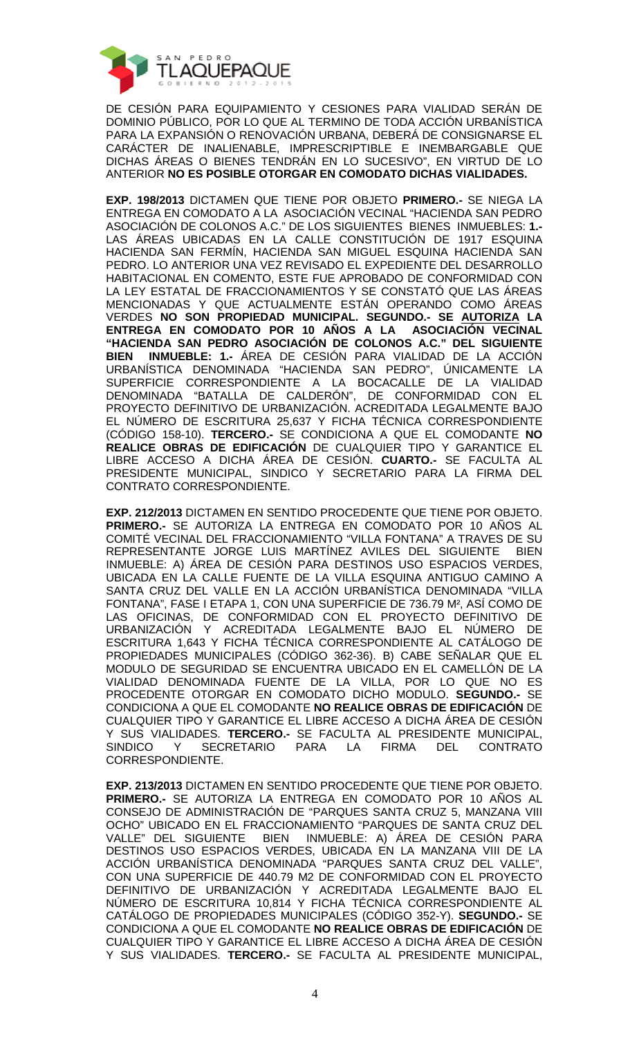DE CESIÓN PARA EQUIPAMIENTO Y CESIONES PARA VIALIDAD SERÁN DE DOMINIO PÚBLICO, POR LO QUE AL TERMINO DE TODA ACCIÓN URBANÍSTICA PARA LA EXPANSIÓN O RENOVACIÓN URBANA, DEBERÁ DE CONSIGNARSE EL CARÁCTER DE INALIENABLE, IMPRESCRIPTIBLE E INEMBARGABLE QUE DICHAS ÁREAS O BIENES TENDRÁN EN LO SUCESIVO", EN VIRTUD DE LO ANTERIOR **NO ES POSIBLE OTORGAR EN COMODATO DICHAS VIALIDADES.**

**EXP. 198/2013** DICTAMEN QUE TIENE POR OBJETO **PRIMERO.-** SE NIEGA LA ENTREGA EN COMODATO A LA ASOCIACIÓN VECINAL "HACIENDA SAN PEDRO ASOCIACIÓN DE COLONOS A.C." DE LOS SIGUIENTES BIENES INMUEBLES: **1.-** LAS ÁREAS UBICADAS EN LA CALLE CONSTITUCIÓN DE 1917 ESQUINA HACIENDA SAN FERMÍN, HACIENDA SAN MIGUEL ESQUINA HACIENDA SAN PEDRO. LO ANTERIOR UNA VEZ REVISADO EL EXPEDIENTE DEL DESARROLLO HABITACIONAL EN COMENTO, ESTE FUE APROBADO DE CONFORMIDAD CON LA LEY ESTATAL DE FRACCIONAMIENTOS Y SE CONSTATÓ QUE LAS ÁREAS MENCIONADAS Y QUE ACTUALMENTE ESTÁN OPERANDO COMO ÁREAS VERDES **NO SON PROPIEDAD MUNICIPAL. SEGUNDO.- SE AUTORIZA LA ENTREGA EN COMODATO POR 10 AÑOS A LA ASOCIACIÓN VECINAL "HACIENDA SAN PEDRO ASOCIACIÓN DE COLONOS A.C." DEL SIGUIENTE BIEN INMUEBLE: 1.-** ÁREA DE CESIÓN PARA VIALIDAD DE LA ACCIÓN URBANÍSTICA DENOMINADA "HACIENDA SAN PEDRO", ÚNICAMENTE LA SUPERFICIE CORRESPONDIENTE A LA BOCACALLE DE LA VIALIDAD DENOMINADA "BATALLA DE CALDERÓN", DE CONFORMIDAD CON EL PROYECTO DEFINITIVO DE URBANIZACIÓN. ACREDITADA LEGALMENTE BAJO EL NÚMERO DE ESCRITURA 25,637 Y FICHA TÉCNICA CORRESPONDIENTE (CÓDIGO 158-10). **TERCERO.-** SE CONDICIONA A QUE EL COMODANTE **NO REALICE OBRAS DE EDIFICACIÓN** DE CUALQUIER TIPO Y GARANTICE EL LIBRE ACCESO A DICHA ÁREA DE CESIÓN. **CUARTO.-** SE FACULTA AL PRESIDENTE MUNICIPAL, SINDICO Y SECRETARIO PARA LA FIRMA DEL CONTRATO CORRESPONDIENTE.

**EXP. 212/2013** DICTAMEN EN SENTIDO PROCEDENTE QUE TIENE POR OBJETO. **PRIMERO.-** SE AUTORIZA LA ENTREGA EN COMODATO POR 10 AÑOS AL COMITÉ VECINAL DEL FRACCIONAMIENTO "VILLA FONTANA" A TRAVES DE SU REPRESENTANTE JORGE LUIS MARTÍNEZ AVILES DEL SIGUIENTE BIEN INMUEBLE: A) ÁREA DE CESIÓN PARA DESTINOS USO ESPACIOS VERDES, UBICADA EN LA CALLE FUENTE DE LA VILLA ESQUINA ANTIGUO CAMINO A SANTA CRUZ DEL VALLE EN LA ACCIÓN URBANÍSTICA DENOMINADA "VILLA FONTANA", FASE I ETAPA 1, CON UNA SUPERFICIE DE 736.79 M², ASÍ COMO DE LAS OFICINAS, DE CONFORMIDAD CON EL PROYECTO DEFINITIVO DE URBANIZACIÓN Y ACREDITADA LEGALMENTE BAJO EL NÚMERO DE ESCRITURA 1,643 Y FICHA TÉCNICA CORRESPONDIENTE AL CATÁLOGO DE PROPIEDADES MUNICIPALES (CÓDIGO 362-36). B) CABE SEÑALAR QUE EL MODULO DE SEGURIDAD SE ENCUENTRA UBICADO EN EL CAMELLÓN DE LA VIALIDAD DENOMINADA FUENTE DE LA VILLA, POR LO QUE NO ES PROCEDENTE OTORGAR EN COMODATO DICHO MODULO. **SEGUNDO.-** SE CONDICIONA A QUE EL COMODANTE **NO REALICE OBRAS DE EDIFICACIÓN** DE CUALQUIER TIPO Y GARANTICE EL LIBRE ACCESO A DICHA ÁREA DE CESIÓN Y SUS VIALIDADES. **TERCERO.-** SE FACULTA AL PRESIDENTE MUNICIPAL, SINDICO Y SECRETARIO PARA LA FIRMA DEL CONTRATO CORRESPONDIENTE.

**EXP. 213/2013** DICTAMEN EN SENTIDO PROCEDENTE QUE TIENE POR OBJETO. **PRIMERO.-** SE AUTORIZA LA ENTREGA EN COMODATO POR 10 AÑOS AL CONSEJO DE ADMINISTRACIÓN DE "PARQUES SANTA CRUZ 5, MANZANA VIII OCHO" UBICADO EN EL FRACCIONAMIENTO "PARQUES DE SANTA CRUZ DEL VALLE" DEL SIGUIENTE BIEN INMUEBLE: A) ÁREA DE CESIÓN PARA DESTINOS USO ESPACIOS VERDES, UBICADA EN LA MANZANA VIII DE LA ACCIÓN URBANÍSTICA DENOMINADA "PARQUES SANTA CRUZ DEL VALLE", CON UNA SUPERFICIE DE 440.79 M2 DE CONFORMIDAD CON EL PROYECTO DEFINITIVO DE URBANIZACIÓN Y ACREDITADA LEGALMENTE BAJO EL NÚMERO DE ESCRITURA 10,814 Y FICHA TÉCNICA CORRESPONDIENTE AL CATÁLOGO DE PROPIEDADES MUNICIPALES (CÓDIGO 352-Y). **SEGUNDO.-** SE CONDICIONA A QUE EL COMODANTE **NO REALICE OBRAS DE EDIFICACIÓN** DE CUALQUIER TIPO Y GARANTICE EL LIBRE ACCESO A DICHA ÁREA DE CESIÓN Y SUS VIALIDADES. **TERCERO.-** SE FACULTA AL PRESIDENTE MUNICIPAL,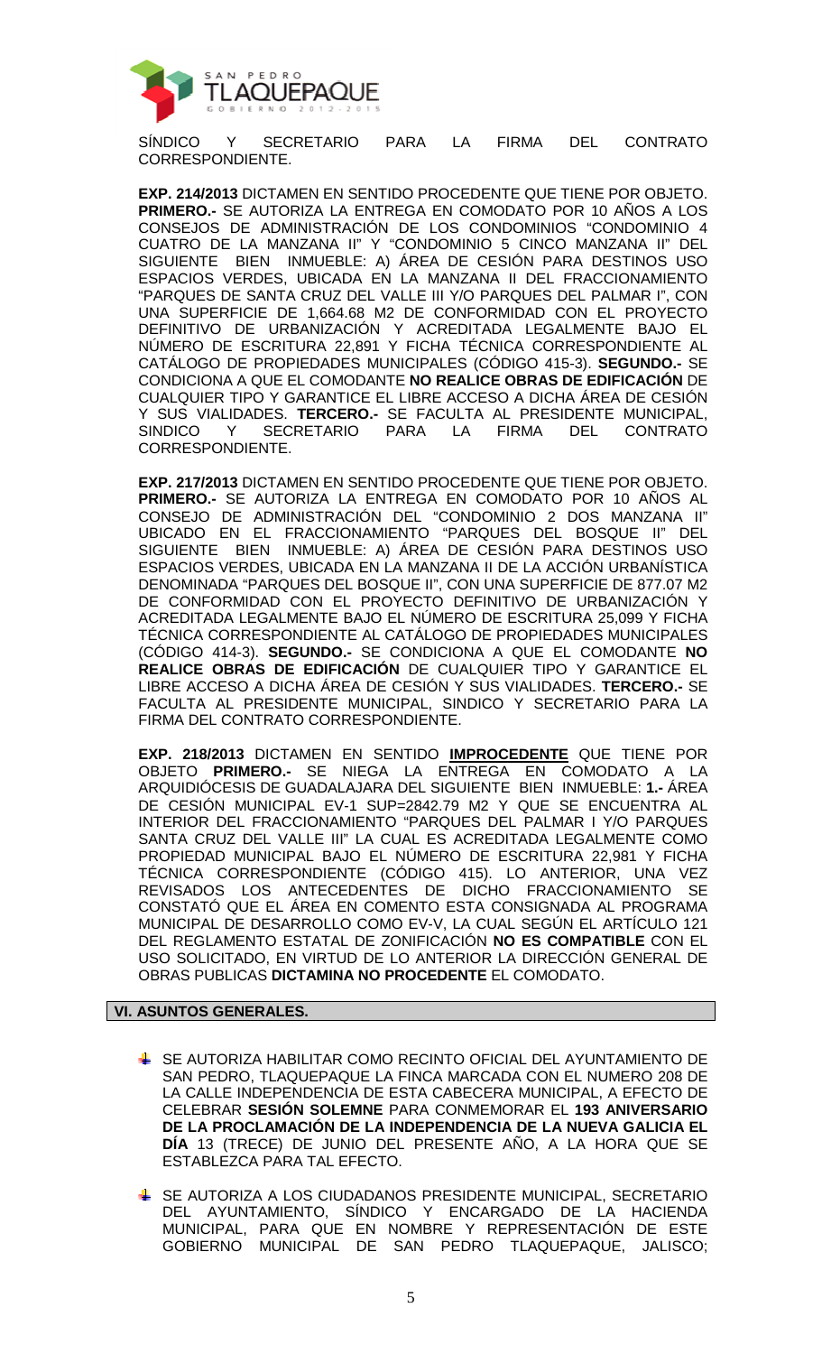SÍNDICO Y SECRETARIO PARA LA FIRMA DEL CONTRATO CORRESPONDIENTE.

**EXP. 214/2013** DICTAMEN EN SENTIDO PROCEDENTE QUE TIENE POR OBJETO. **PRIMERO.-** SE AUTORIZA LA ENTREGA EN COMODATO POR 10 AÑOS A LOS CONSEJOS DE ADMINISTRACIÓN DE LOS CONDOMINIOS "CONDOMINIO 4 CUATRO DE LA MANZANA II" Y "CONDOMINIO 5 CINCO MANZANA II" DEL SIGUIENTE BIEN INMUEBLE: A) ÁREA DE CESIÓN PARA DESTINOS USO ESPACIOS VERDES, UBICADA EN LA MANZANA II DEL FRACCIONAMIENTO "PARQUES DE SANTA CRUZ DEL VALLE III Y/O PARQUES DEL PALMAR I", CON UNA SUPERFICIE DE 1,664.68 M2 DE CONFORMIDAD CON EL PROYECTO DEFINITIVO DE URBANIZACIÓN Y ACREDITADA LEGALMENTE BAJO EL NÚMERO DE ESCRITURA 22,891 Y FICHA TÉCNICA CORRESPONDIENTE AL CATÁLOGO DE PROPIEDADES MUNICIPALES (CÓDIGO 415-3). **SEGUNDO.-** SE CONDICIONA A QUE EL COMODANTE **NO REALICE OBRAS DE EDIFICACIÓN** DE CUALQUIER TIPO Y GARANTICE EL LIBRE ACCESO A DICHA ÁREA DE CESIÓN Y SUS VIALIDADES. **TERCERO.-** SE FACULTA AL PRESIDENTE MUNICIPAL, SINDICO Y SECRETARIO PARA LA FIRMA DEL CONTRATO CORRESPONDIENTE.

**EXP. 217/2013** DICTAMEN EN SENTIDO PROCEDENTE QUE TIENE POR OBJETO. **PRIMERO.-** SE AUTORIZA LA ENTREGA EN COMODATO POR 10 AÑOS AL CONSEJO DE ADMINISTRACIÓN DEL "CONDOMINIO 2 DOS MANZANA II" UBICADO EN EL FRACCIONAMIENTO "PARQUES DEL BOSQUE II" DEL SIGUIENTE BIEN INMUEBLE: A) ÁREA DE CESIÓN PARA DESTINOS USO ESPACIOS VERDES, UBICADA EN LA MANZANA II DE LA ACCIÓN URBANÍSTICA DENOMINADA "PARQUES DEL BOSQUE II", CON UNA SUPERFICIE DE 877.07 M2 DE CONFORMIDAD CON EL PROYECTO DEFINITIVO DE URBANIZACIÓN Y ACREDITADA LEGALMENTE BAJO EL NÚMERO DE ESCRITURA 25,099 Y FICHA TÉCNICA CORRESPONDIENTE AL CATÁLOGO DE PROPIEDADES MUNICIPALES (CÓDIGO 414-3). **SEGUNDO.-** SE CONDICIONA A QUE EL COMODANTE **NO REALICE OBRAS DE EDIFICACIÓN** DE CUALQUIER TIPO Y GARANTICE EL LIBRE ACCESO A DICHA ÁREA DE CESIÓN Y SUS VIALIDADES. **TERCERO.-** SE FACULTA AL PRESIDENTE MUNICIPAL, SINDICO Y SECRETARIO PARA LA FIRMA DEL CONTRATO CORRESPONDIENTE.

**EXP. 218/2013** DICTAMEN EN SENTIDO **IMPROCEDENTE** QUE TIENE POR OBJETO **PRIMERO.-** SE NIEGA LA ENTREGA EN COMODATO A LA ARQUIDIÓCESIS DE GUADALAJARA DEL SIGUIENTE BIEN INMUEBLE: **1.-** ÁREA DE CESIÓN MUNICIPAL EV-1 SUP=2842.79 M2 Y QUE SE ENCUENTRA AL INTERIOR DEL FRACCIONAMIENTO "PARQUES DEL PALMAR I Y/O PARQUES SANTA CRUZ DEL VALLE III" LA CUAL ES ACREDITADA LEGALMENTE COMO PROPIEDAD MUNICIPAL BAJO EL NÚMERO DE ESCRITURA 22,981 Y FICHA TÉCNICA CORRESPONDIENTE (CÓDIGO 415). LO ANTERIOR, UNA VEZ REVISADOS LOS ANTECEDENTES DE DICHO FRACCIONAMIENTO SE CONSTATÓ QUE EL ÁREA EN COMENTO ESTA CONSIGNADA AL PROGRAMA MUNICIPAL DE DESARROLLO COMO EV-V, LA CUAL SEGÚN EL ARTÍCULO 121 DEL REGLAMENTO ESTATAL DE ZONIFICACIÓN **NO ES COMPATIBLE** CON EL USO SOLICITADO, EN VIRTUD DE LO ANTERIOR LA DIRECCIÓN GENERAL DE OBRAS PUBLICAS **DICTAMINA NO PROCEDENTE** EL COMODATO.

## VI. ASUNTOS GENERALES.

- SE AUTORIZA HABILITAR COMO RECINTO OFICIAL DEL AYUNTAMIENTO DE SAN PEDRO, TLAQUEPAQUE LA FINCA MARCADA CON EL NUMERO 208 DE LA CALLE INDEPENDENCIA DE ESTA CABECERA MUNICIPAL, A EFECTO DE CELEBRAR **SESIÓN SOLEMNE** PARA CONMEMORAR EL **193 ANIVERSARIO DE LA PROCLAMACIÓN DE LA INDEPENDENCIA DE LA NUEVA GALICIA EL DÍA** 13 (TRECE) DE JUNIO DEL PRESENTE AÑO, A LA HORA QUE SE ESTABLEZCA PARA TAL EFECTO.

- SE AUTORIZA A LOS CIUDADANOS PRESIDENTE MUNICIPAL, SECRETARIO DEL AYUNTAMIENTO, SÍNDICO Y ENCARGADO DE LA HACIENDA MUNICIPAL, PARA QUE EN NOMBRE Y REPRESENTACIÓN DE ESTE GOBIERNO MUNICIPAL DE SAN PEDRO TLAQUEPAQUE, JALISCO;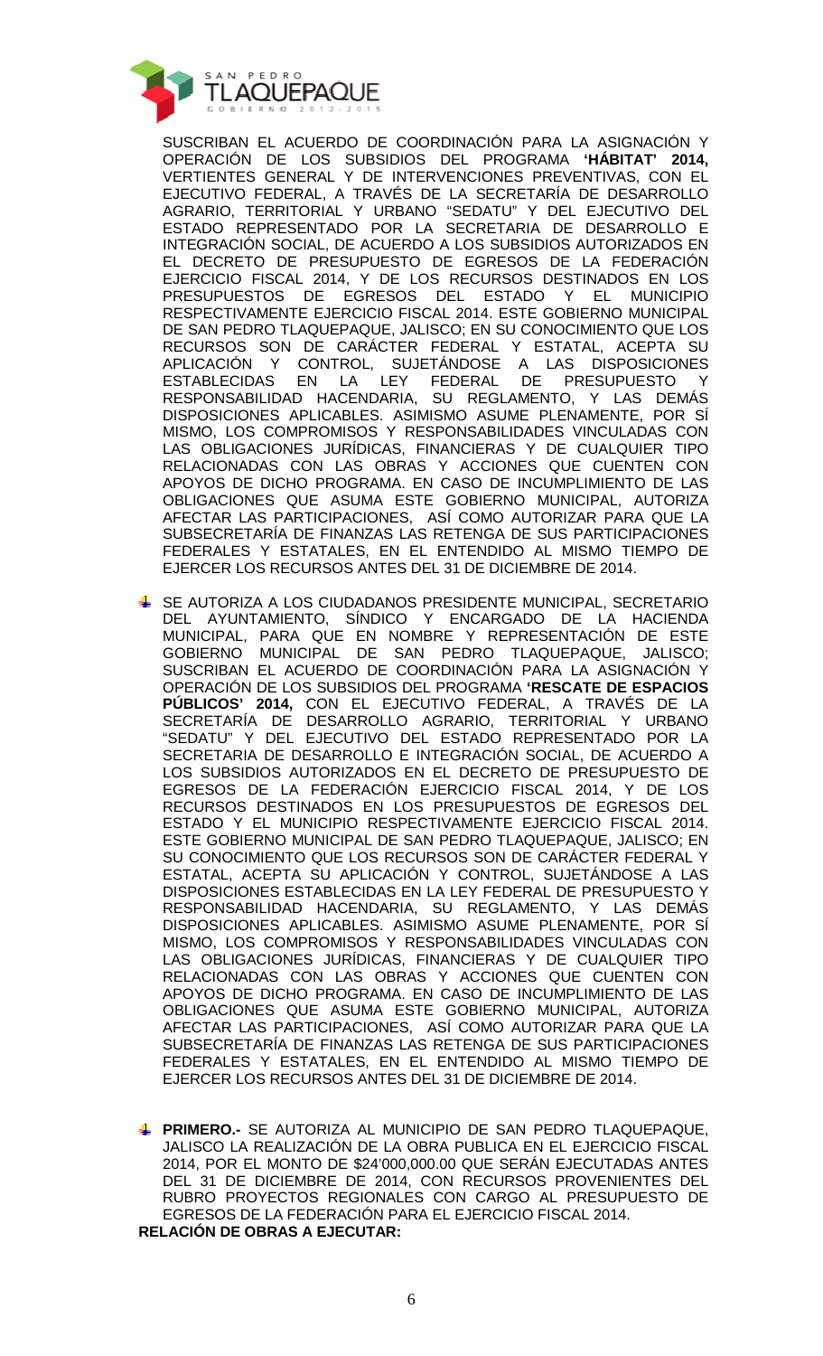SUSCRIBAN EL ACUERDO DE COORDINACIÓN PARA LA ASIGNACIÓN Y OPERACIÓN DE LOS SUBSIDIOS DEL PROGRAMA **'HÁBITAT' 2014,** VERTIENTES GENERAL Y DE INTERVENCIONES PREVENTIVAS, CON EL EJECUTIVO FEDERAL, A TRAVÉS DE LA SECRETARÍA DE DESARROLLO AGRARIO, TERRITORIAL Y URBANO "SEDATU" Y DEL EJECUTIVO DEL ESTADO REPRESENTADO POR LA SECRETARIA DE DESARROLLO E INTEGRACIÓN SOCIAL, DE ACUERDO A LOS SUBSIDIOS AUTORIZADOS EN EL DECRETO DE PRESUPUESTO DE EGRESOS DE LA FEDERACIÓN EJERCICIO FISCAL 2014, Y DE LOS RECURSOS DESTINADOS EN LOS PRESUPUESTOS DE EGRESOS DEL ESTADO Y EL MUNICIPIO RESPECTIVAMENTE EJERCICIO FISCAL 2014. ESTE GOBIERNO MUNICIPAL DE SAN PEDRO TLAQUEPAQUE, JALISCO; EN SU CONOCIMIENTO QUE LOS RECURSOS SON DE CARÁCTER FEDERAL Y ESTATAL, ACEPTA SU APLICACIÓN Y CONTROL, SUJETÁNDOSE A LAS DISPOSICIONES ESTABLECIDAS EN LA LEY FEDERAL DE PRESUPUESTO Y RESPONSABILIDAD HACENDARIA, SU REGLAMENTO, Y LAS DEMÁS DISPOSICIONES APLICABLES. ASIMISMO ASUME PLENAMENTE, POR SÍ MISMO, LOS COMPROMISOS Y RESPONSABILIDADES VINCULADAS CON LAS OBLIGACIONES JURÍDICAS, FINANCIERAS Y DE CUALQUIER TIPO RELACIONADAS CON LAS OBRAS Y ACCIONES QUE CUENTEN CON APOYOS DE DICHO PROGRAMA. EN CASO DE INCUMPLIMIENTO DE LAS OBLIGACIONES QUE ASUMA ESTE GOBIERNO MUNICIPAL, AUTORIZA AFECTAR LAS PARTICIPACIONES, ASÍ COMO AUTORIZAR PARA QUE LA SUBSECRETARÍA DE FINANZAS LAS RETENGA DE SUS PARTICIPACIONES FEDERALES Y ESTATALES, EN EL ENTENDIDO AL MISMO TIEMPO DE EJERCER LOS RECURSOS ANTES DEL 31 DE DICIEMBRE DE 2014.

- SE AUTORIZA A LOS CIUDADANOS PRESIDENTE MUNICIPAL, SECRETARIO DEL AYUNTAMIENTO, SÍNDICO Y ENCARGADO DE LA HACIENDA MUNICIPAL, PARA QUE EN NOMBRE Y REPRESENTACIÓN DE ESTE GOBIERNO MUNICIPAL DE SAN PEDRO TLAQUEPAQUE, JALISCO; SUSCRIBAN EL ACUERDO DE COORDINACIÓN PARA LA ASIGNACIÓN Y OPERACIÓN DE LOS SUBSIDIOS DEL PROGRAMA **'RESCATE DE ESPACIOS PÚBLICOS' 2014,** CON EL EJECUTIVO FEDERAL, A TRAVÉS DE LA SECRETARÍA DE DESARROLLO AGRARIO, TERRITORIAL Y URBANO "SEDATU" Y DEL EJECUTIVO DEL ESTADO REPRESENTADO POR LA SECRETARIA DE DESARROLLO E INTEGRACIÓN SOCIAL, DE ACUERDO A LOS SUBSIDIOS AUTORIZADOS EN EL DECRETO DE PRESUPUESTO DE EGRESOS DE LA FEDERACIÓN EJERCICIO FISCAL 2014, Y DE LOS RECURSOS DESTINADOS EN LOS PRESUPUESTOS DE EGRESOS DEL ESTADO Y EL MUNICIPIO RESPECTIVAMENTE EJERCICIO FISCAL 2014. ESTE GOBIERNO MUNICIPAL DE SAN PEDRO TLAQUEPAQUE, JALISCO; EN SU CONOCIMIENTO QUE LOS RECURSOS SON DE CARÁCTER FEDERAL Y ESTATAL, ACEPTA SU APLICACIÓN Y CONTROL, SUJETÁNDOSE A LAS DISPOSICIONES ESTABLECIDAS EN LA LEY FEDERAL DE PRESUPUESTO Y RESPONSABILIDAD HACENDARIA, SU REGLAMENTO, Y LAS DEMÁS DISPOSICIONES APLICABLES. ASIMISMO ASUME PLENAMENTE, POR SÍ MISMO, LOS COMPROMISOS Y RESPONSABILIDADES VINCULADAS CON LAS OBLIGACIONES JURÍDICAS, FINANCIERAS Y DE CUALQUIER TIPO RELACIONADAS CON LAS OBRAS Y ACCIONES QUE CUENTEN CON APOYOS DE DICHO PROGRAMA. EN CASO DE INCUMPLIMIENTO DE LAS OBLIGACIONES QUE ASUMA ESTE GOBIERNO MUNICIPAL, AUTORIZA AFECTAR LAS PARTICIPACIONES, ASÍ COMO AUTORIZAR PARA QUE LA SUBSECRETARÍA DE FINANZAS LAS RETENGA DE SUS PARTICIPACIONES FEDERALES Y ESTATALES, EN EL ENTENDIDO AL MISMO TIEMPO DE EJERCER LOS RECURSOS ANTES DEL 31 DE DICIEMBRE DE 2014.

- **PRIMERO.-** SE AUTORIZA AL MUNICIPIO DE SAN PEDRO TLAQUEPAQUE, JALISCO LA REALIZACIÓN DE LA OBRA PUBLICA EN EL EJERCICIO FISCAL 2014, POR EL MONTO DE $24'000,000.00 QUE SERÁN EJECUTADAS ANTES DEL 31 DE DICIEMBRE DE 2014, CON RECURSOS PROVENIENTES DEL RUBRO PROYECTOS REGIONALES CON CARGO AL PRESUPUESTO DE EGRESOS DE LA FEDERACIÓN PARA EL EJERCICIO FISCAL 2014.

**RELACIÓN DE OBRAS A EJECUTAR:**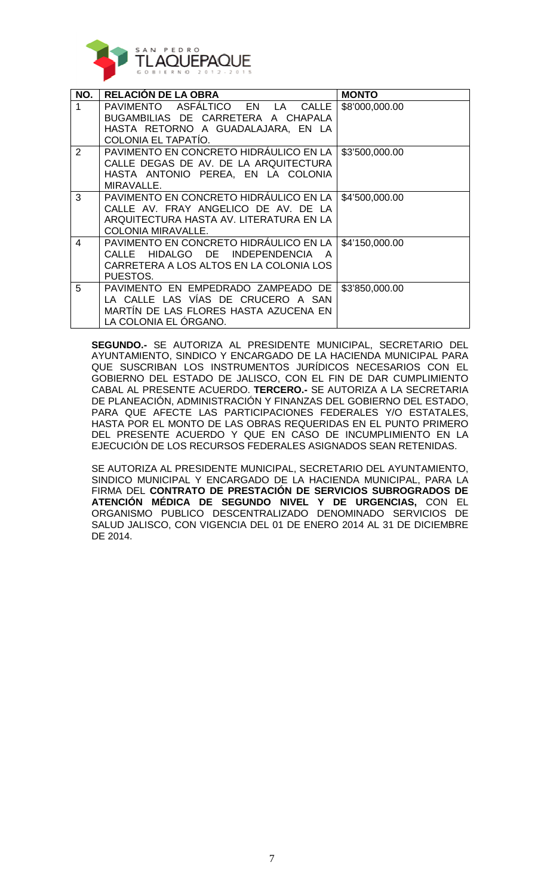| NO. | RELACIÓN DE LA OBRA | MONTO |
|---|---|---|
| 1 | PAVIMENTO ASFÁLTICO EN LA CALLE BUGAMBILIAS DE CARRETERA A CHAPALA HASTA RETORNO A GUADALAJARA, EN LA COLONIA EL TAPATÍO. | $8'000,000.00 |
| 2 | PAVIMENTO EN CONCRETO HIDRÁULICO EN LA CALLE DEGAS DE AV. DE LA ARQUITECTURA HASTA ANTONIO PEREA, EN LA COLONIA MIRAVALLE. | $3'500,000.00 |
| 3 | PAVIMENTO EN CONCRETO HIDRÁULICO EN LA CALLE AV. FRAY ANGELICO DE AV. DE LA ARQUITECTURA HASTA AV. LITERATURA EN LA COLONIA MIRAVALLE. | $4'500,000.00 |
| 4 | PAVIMENTO EN CONCRETO HIDRÁULICO EN LA CALLE HIDALGO DE INDEPENDENCIA A CARRETERA A LOS ALTOS EN LA COLONIA LOS PUESTOS. | $4'150,000.00 |
| 5 | PAVIMENTO EN EMPEDRADO ZAMPEADO DE LA CALLE LAS VÍAS DE CRUCERO A SAN MARTÍN DE LAS FLORES HASTA AZUCENA EN LA COLONIA EL ÓRGANO. | $3'850,000.00 |

**SEGUNDO.-** SE AUTORIZA AL PRESIDENTE MUNICIPAL, SECRETARIO DEL AYUNTAMIENTO, SINDICO Y ENCARGADO DE LA HACIENDA MUNICIPAL PARA QUE SUSCRIBAN LOS INSTRUMENTOS JURÍDICOS NECESARIOS CON EL GOBIERNO DEL ESTADO DE JALISCO, CON EL FIN DE DAR CUMPLIMIENTO CABAL AL PRESENTE ACUERDO. **TERCERO.-** SE AUTORIZA A LA SECRETARIA DE PLANEACIÓN, ADMINISTRACIÓN Y FINANZAS DEL GOBIERNO DEL ESTADO, PARA QUE AFECTE LAS PARTICIPACIONES FEDERALES Y/O ESTATALES, HASTA POR EL MONTO DE LAS OBRAS REQUERIDAS EN EL PUNTO PRIMERO DEL PRESENTE ACUERDO Y QUE EN CASO DE INCUMPLIMIENTO EN LA EJECUCIÓN DE LOS RECURSOS FEDERALES ASIGNADOS SEAN RETENIDAS.

SE AUTORIZA AL PRESIDENTE MUNICIPAL, SECRETARIO DEL AYUNTAMIENTO, SINDICO MUNICIPAL Y ENCARGADO DE LA HACIENDA MUNICIPAL, PARA LA FIRMA DEL **CONTRATO DE PRESTACIÓN DE SERVICIOS SUBROGRADOS DE ATENCIÓN MÉDICA DE SEGUNDO NIVEL Y DE URGENCIAS,** CON EL ORGANISMO PUBLICO DESCENTRALIZADO DENOMINADO SERVICIOS DE SALUD JALISCO, CON VIGENCIA DEL 01 DE ENERO 2014 AL 31 DE DICIEMBRE DE 2014.